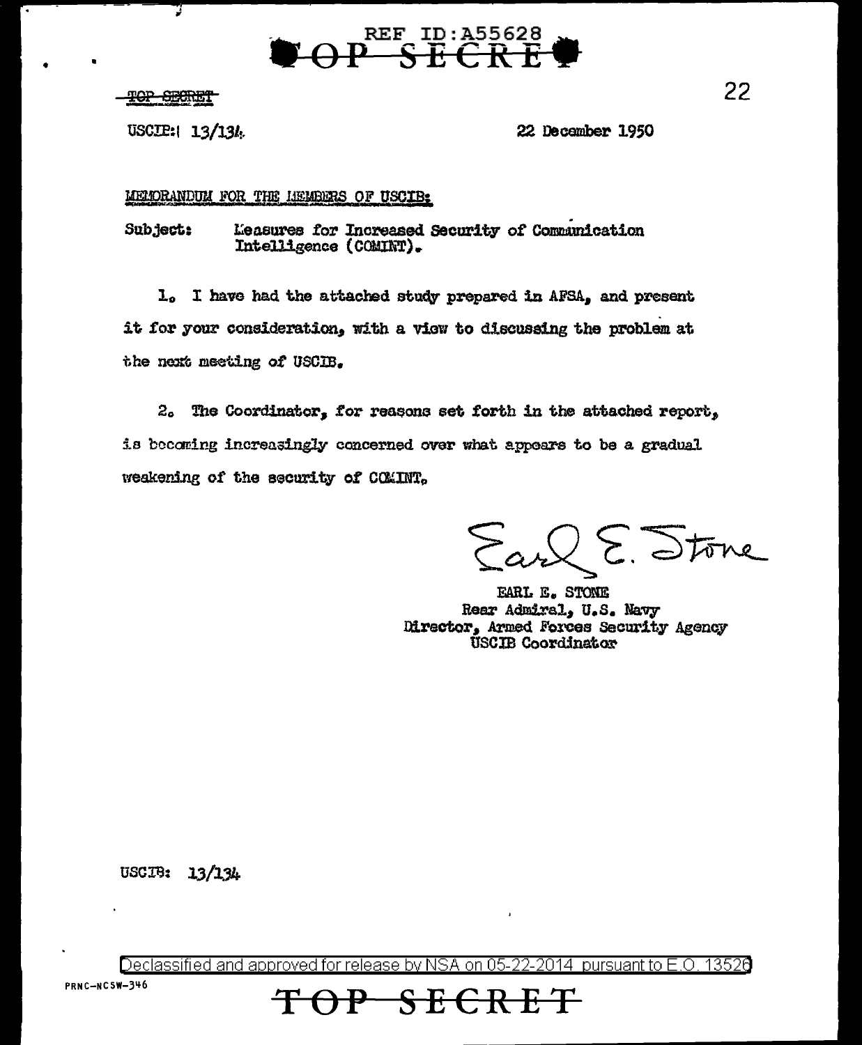REF ID:A55628

TOP SECRET

~~TOP SECRET~~

USCIB: 13/134

22 December 1950

MEMORANDUM FOR THE MEMBERS OF USCIB:

Subject: Measures for Increased Security of Communication Intelligence (COMINT).

1. I have had the attached study prepared in AFSA, and present it for your consideration, with a view to discussing the problem at the next meeting of USCIB.

2. The Coordinator, for reasons set forth in the attached report, is becoming increasingly concerned over what appears to be a gradual weakening of the security of COMINT.

Earl E. Stone

EARL E. STONE
Rear Admiral, U.S. Navy
Director, Armed Forces Security Agency
USCIB Coordinator

USCIB: 13/134

Declassified and approved for release by NSA on 05-22-2014 pursuant to E.O. 13526

PRNC-NCSW-346

TOP SECRET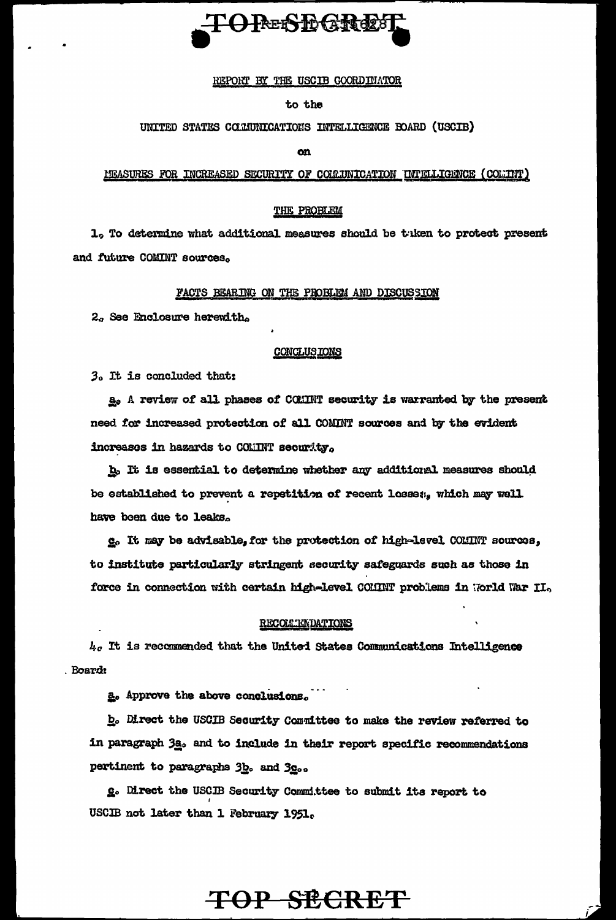TOP SECRET

REPORT BY THE USCIB COORDINATOR

to the

UNITED STATES COMMUNICATIONS INTELLIGENCE BOARD (USCIB)

on

MEASURES FOR INCREASED SECURITY OF COMMUNICATION INTELLIGENCE (COMINT)

THE PROBLEM

1. To determine what additional measures should be taken to protect present and future COMINT sources.

FACTS BEARING ON THE PROBLEM AND DISCUSSION

2. See Enclosure herewith.

CONCLUSIONS

3. It is concluded that:

a. A review of all phases of COMINT security is warranted by the present need for increased protection of all COMINT sources and by the evident increases in hazards to COMINT security.

b. It is essential to determine whether any additional measures should be established to prevent a repetition of recent losses, which may well have been due to leaks.

c. It may be advisable, for the protection of high-level COMINT sources, to institute particularly stringent security safeguards such as those in force in connection with certain high-level COMINT problems in World War II.

RECOMMENDATIONS

4. It is recommended that the United States Communications Intelligence Board:

a. Approve the above conclusions.

b. Direct the USCIB Security Committee to make the review referred to in paragraph 3a. and to include in their report specific recommendations pertinent to paragraphs 3b. and 3c..

c. Direct the USCIB Security Committee to submit its report to USCIB not later than 1 February 1951.

TOP SECRET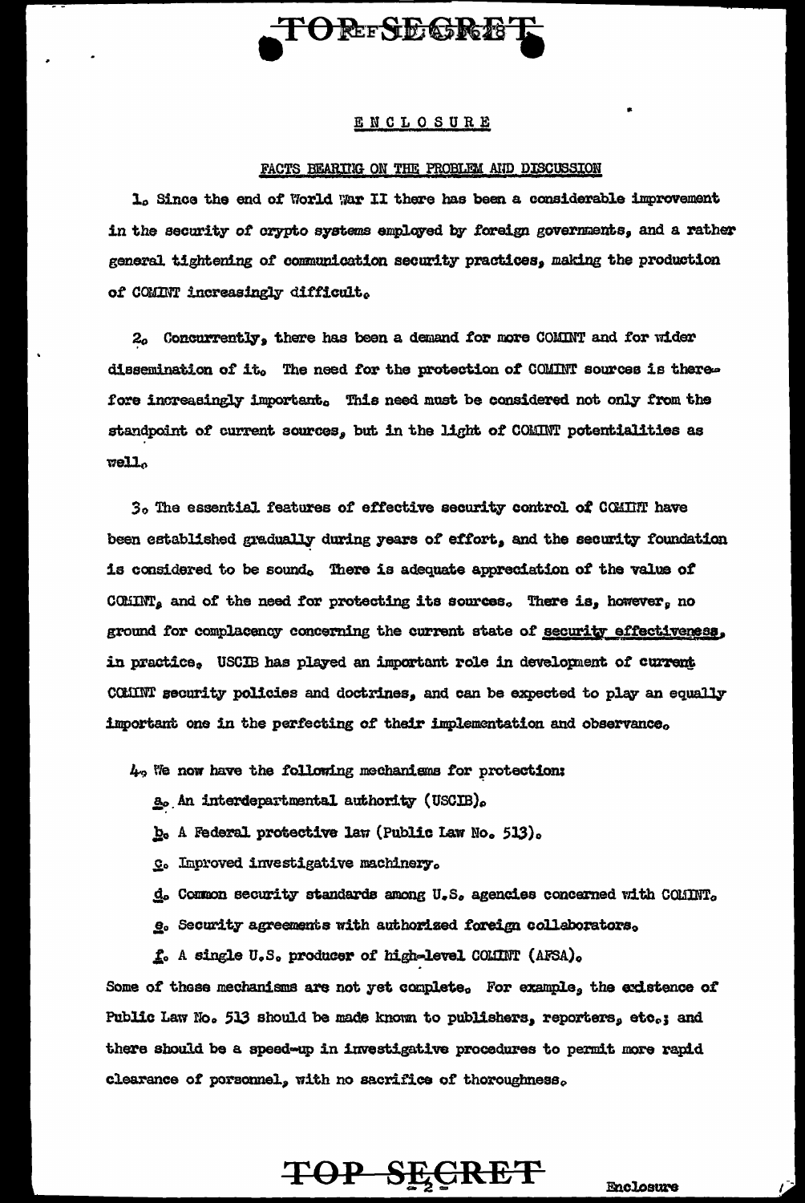ENCLOSURE

FACTS BEARING ON THE PROBLEM AND DISCUSSION

1. Since the end of World War II there has been a considerable improvement in the security of crypto systems employed by foreign governments, and a rather general tightening of communication security practices, making the production of COMINT increasingly difficult.

2. Concurrently, there has been a demand for more COMINT and for wider dissemination of it. The need for the protection of COMINT sources is therefore increasingly important. This need must be considered not only from the standpoint of current sources, but in the light of COMINT potentialities as well.

3. The essential features of effective security control of COMINT have been established gradually during years of effort, and the security foundation is considered to be sound. There is adequate appreciation of the value of COMINT, and of the need for protecting its sources. There is, however, no ground for complacency concerning the current state of security effectiveness, in practice. USCIB has played an important role in development of current COMINT security policies and doctrines, and can be expected to play an equally important one in the perfecting of their implementation and observance.

4. We now have the following mechanisms for protection:

a. An interdepartmental authority (USCIB).

b. A Federal protective law (Public Law No. 513).

c. Improved investigative machinery.

d. Common security standards among U.S. agencies concerned with COMINT.

e. Security agreements with authorized foreign collaborators.

f. A single U.S. producer of high-level COMINT (AFSA).

Some of these mechanisms are not yet complete. For example, the existence of Public Law No. 513 should be made known to publishers, reporters, etc.; and there should be a speed-up in investigative procedures to permit more rapid clearance of personnel, with no sacrifice of thoroughness.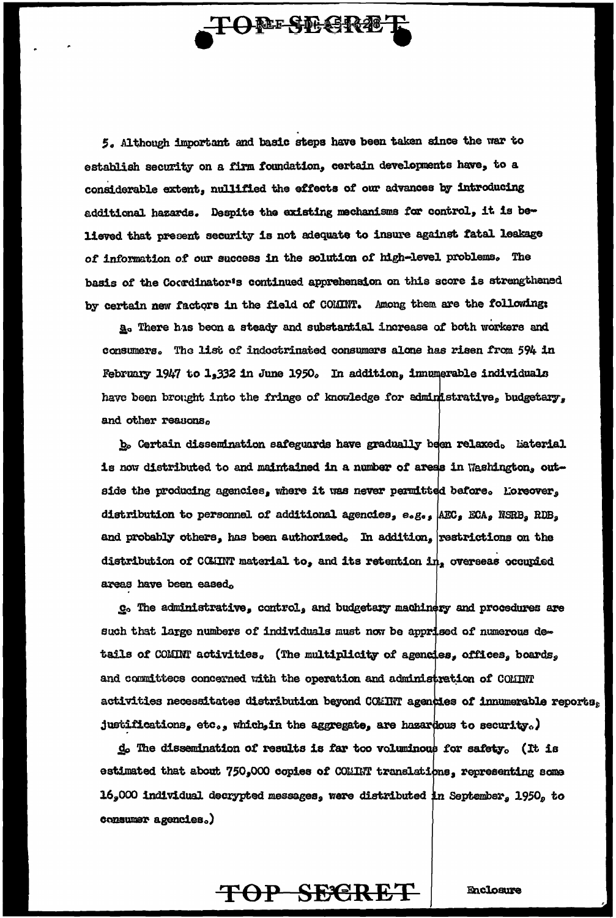5. Although important and basic steps have been taken since the war to establish security on a firm foundation, certain developments have, to a considerable extent, nullified the effects of our advances by introducing additional hazards. Despite the existing mechanisms for control, it is believed that present security is not adequate to insure against fatal leakage of information of our success in the solution of high-level problems. The basis of the Coordinator's continued apprehension on this score is strengthened by certain new factors in the field of COMINT. Among them are the following:

a. There has been a steady and substantial increase of both workers and consumers. The list of indoctrinated consumers alone has risen from 594 in February 1947 to 1,332 in June 1950. In addition, innumerable individuals have been brought into the fringe of knowledge for administrative, budgetary, and other reasons.

b. Certain dissemination safeguards have gradually been relaxed. Material is now distributed to and maintained in a number of areas in Washington, outside the producing agencies, where it was never permitted before. Moreover, distribution to personnel of additional agencies, e.g., AEC, ECA, NSRB, RDB, and probably others, has been authorized. In addition, restrictions on the distribution of COMINT material to, and its retention in, overseas occupied areas have been eased.

c. The administrative, control, and budgetary machinery and procedures are such that large numbers of individuals must now be apprised of numerous details of COMINT activities. (The multiplicity of agencies, offices, boards, and committees concerned with the operation and administration of COMINT activities necessitates distribution beyond COMINT agencies of innumerable reports, justifications, etc., which, in the aggregate, are hazardous to security.)

d. The dissemination of results is far too voluminous for safety. (It is estimated that about 750,000 copies of COMINT translations, representing some 16,000 individual decrypted messages, were distributed in September, 1950, to consumer agencies.)

Enclosure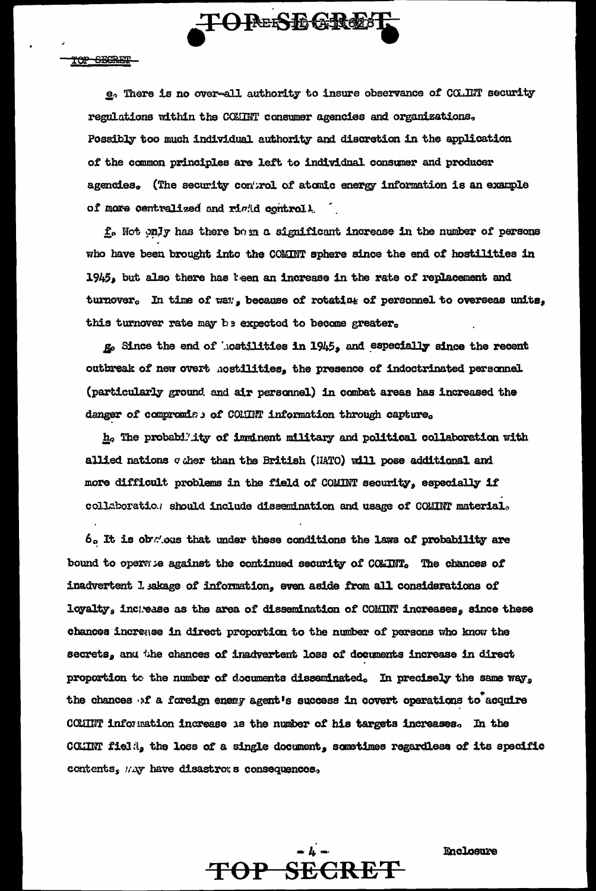e. There is no over-all authority to insure observance of COMINT security regulations within the COMINT consumer agencies and organizations. Possibly too much individual authority and discretion in the application of the common principles are left to individual consumer and producer agencies. (The security control of atomic energy information is an example of more centralized and rigid control.)

f. Not only has there been a significant increase in the number of persons who have been brought into the COMINT sphere since the end of hostilities in 1945, but also there has been an increase in the rate of replacement and turnover. In time of war, because of rotation of personnel to overseas units, this turnover rate may be expected to become greater.

g. Since the end of hostilities in 1945, and especially since the recent outbreak of new overt hostilities, the presence of indoctrinated personnel (particularly ground and air personnel) in combat areas has increased the danger of compromise of COMINT information through capture.

h. The probability of imminent military and political collaboration with allied nations other than the British (NATO) will pose additional and more difficult problems in the field of COMINT security, especially if collaboration should include dissemination and usage of COMINT material.

6. It is obvious that under these conditions the laws of probability are bound to operate against the continued security of COMINT. The chances of inadvertent leakage of information, even aside from all considerations of loyalty, increase as the area of dissemination of COMINT increases, since these chances increase in direct proportion to the number of persons who know the secrets, and the chances of inadvertent loss of documents increase in direct proportion to the number of documents disseminated. In precisely the same way, the chances of a foreign enemy agent's success in covert operations to acquire COMINT information increase as the number of his targets increases. In the COMINT field, the loss of a single document, sometimes regardless of its specific contents, may have disastrous consequences.

Enclosure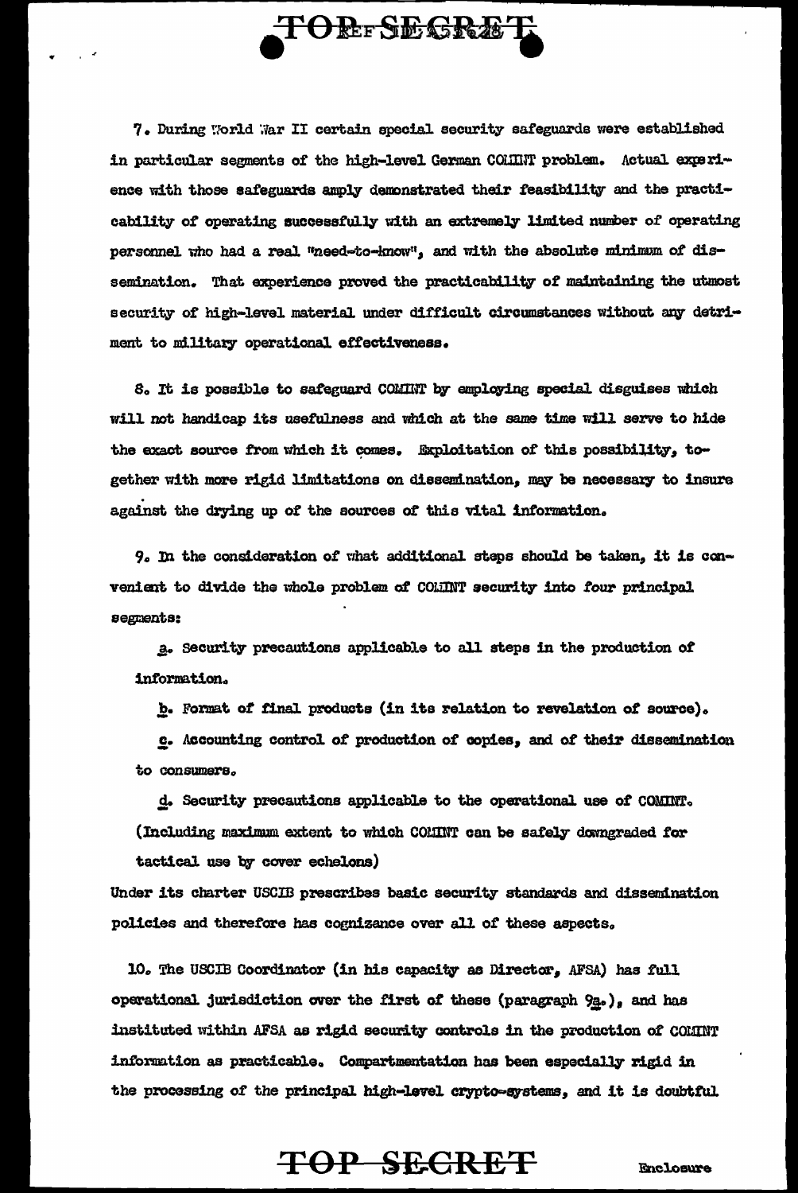7. During World War II certain special security safeguards were established in particular segments of the high-level German COMINT problem. Actual experience with those safeguards amply demonstrated their feasibility and the practicability of operating successfully with an extremely limited number of operating personnel who had a real "need-to-know", and with the absolute minimum of dissemination. That experience proved the practicability of maintaining the utmost security of high-level material under difficult circumstances without any detriment to military operational effectiveness.

8. It is possible to safeguard COMINT by employing special disguises which will not handicap its usefulness and which at the same time will serve to hide the exact source from which it comes. Exploitation of this possibility, together with more rigid limitations on dissemination, may be necessary to insure against the drying up of the sources of this vital information.

9. In the consideration of what additional steps should be taken, it is convenient to divide the whole problem of COMINT security into four principal segments:

*a.* Security precautions applicable to all steps in the production of information.

*b.* Format of final products (in its relation to revelation of source).

*c.* Accounting control of production of copies, and of their dissemination to consumers.

*d.* Security precautions applicable to the operational use of COMINT. (Including maximum extent to which COMINT can be safely downgraded for tactical use by cover echelons)

Under its charter USCIB prescribes basic security standards and dissemination policies and therefore has cognizance over all of these aspects.

10. The USCIB Coordinator (in his capacity as Director, AFSA) has full operational jurisdiction over the first of these (paragraph 9*a*.), and has instituted within AFSA as rigid security controls in the production of COMINT information as practicable. Compartmentation has been especially rigid in the processing of the principal high-level crypto-systems, and it is doubtful

Enclosure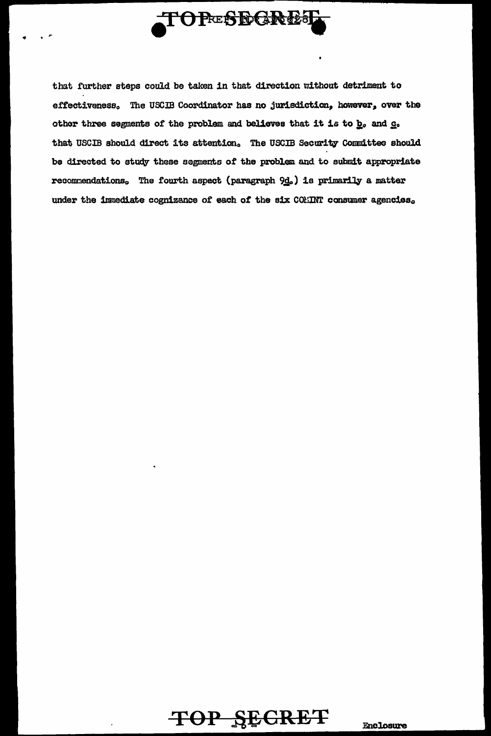that further steps could be taken in that direction without detriment to effectiveness. The USCIB Coordinator has no jurisdiction, however, over the other three segments of the problem and believes that it is to b. and c. that USCIB should direct its attention. The USCIB Security Committee should be directed to study these segments of the problem and to submit appropriate recommendations. The fourth aspect (paragraph 9d.) is primarily a matter under the immediate cognizance of each of the six COMINT consumer agencies.

Enclosure